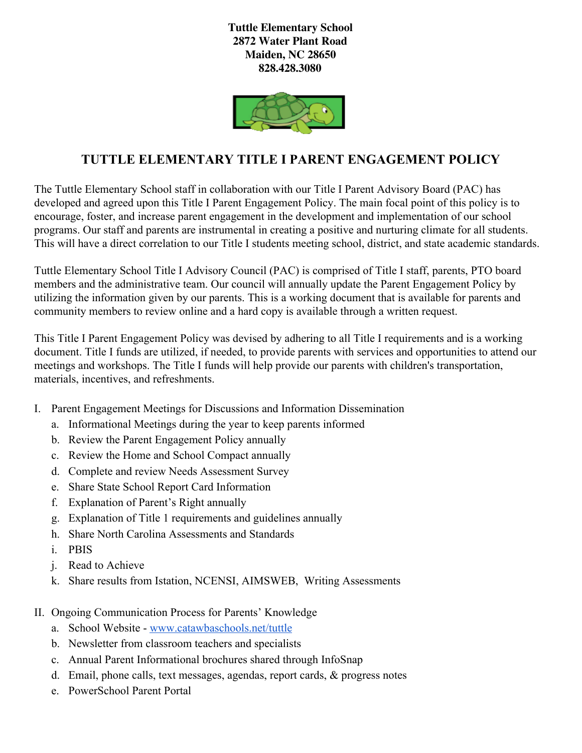**Tuttle Elementary School**
**2872 Water Plant Road**
**Maiden, NC 28650**
**828.428.3080**

# TUTTLE ELEMENTARY TITLE I PARENT ENGAGEMENT POLICY

The Tuttle Elementary School staff in collaboration with our Title I Parent Advisory Board (PAC) has developed and agreed upon this Title I Parent Engagement Policy. The main focal point of this policy is to encourage, foster, and increase parent engagement in the development and implementation of our school programs. Our staff and parents are instrumental in creating a positive and nurturing climate for all students. This will have a direct correlation to our Title I students meeting school, district, and state academic standards.

Tuttle Elementary School Title I Advisory Council (PAC) is comprised of Title I staff, parents, PTO board members and the administrative team. Our council will annually update the Parent Engagement Policy by utilizing the information given by our parents. This is a working document that is available for parents and community members to review online and a hard copy is available through a written request.

This Title I Parent Engagement Policy was devised by adhering to all Title I requirements and is a working document. Title I funds are utilized, if needed, to provide parents with services and opportunities to attend our meetings and workshops. The Title I funds will help provide our parents with children's transportation, materials, incentives, and refreshments.

I. Parent Engagement Meetings for Discussions and Information Dissemination
   a. Informational Meetings during the year to keep parents informed
   b. Review the Parent Engagement Policy annually
   c. Review the Home and School Compact annually
   d. Complete and review Needs Assessment Survey
   e. Share State School Report Card Information
   f. Explanation of Parent's Right annually
   g. Explanation of Title 1 requirements and guidelines annually
   h. Share North Carolina Assessments and Standards
   i. PBIS
   j. Read to Achieve
   k. Share results from Istation, NCENSI, AIMSWEB, Writing Assessments

II. Ongoing Communication Process for Parents' Knowledge
   a. School Website - [www.catawbaschools.net/tuttle](www.catawbaschools.net/tuttle)
   b. Newsletter from classroom teachers and specialists
   c. Annual Parent Informational brochures shared through InfoSnap
   d. Email, phone calls, text messages, agendas, report cards, & progress notes
   e. PowerSchool Parent Portal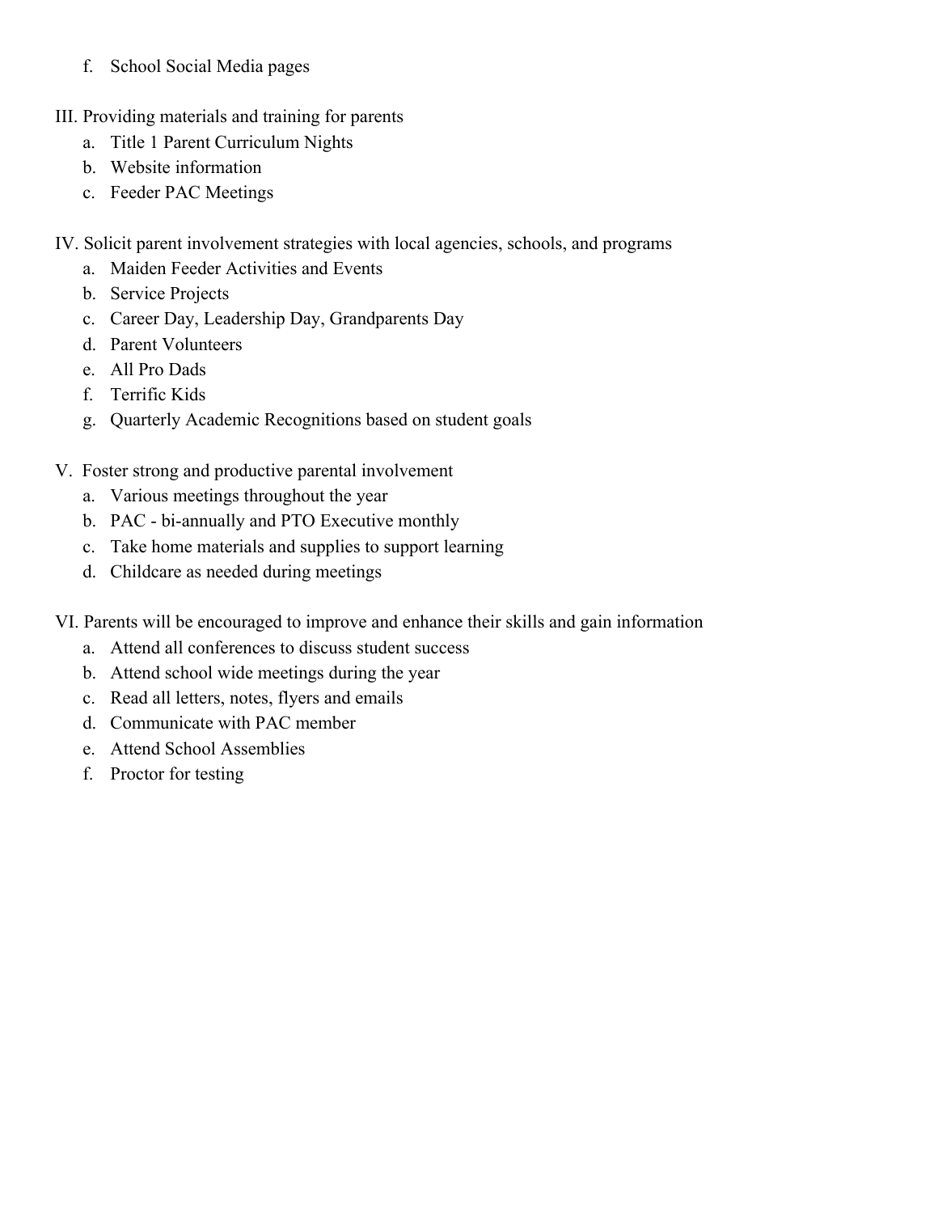f. School Social Media pages

III. Providing materials and training for parents
   a. Title 1 Parent Curriculum Nights
   b. Website information
   c. Feeder PAC Meetings

IV. Solicit parent involvement strategies with local agencies, schools, and programs
   a. Maiden Feeder Activities and Events
   b. Service Projects
   c. Career Day, Leadership Day, Grandparents Day
   d. Parent Volunteers
   e. All Pro Dads
   f. Terrific Kids
   g. Quarterly Academic Recognitions based on student goals

V. Foster strong and productive parental involvement
   a. Various meetings throughout the year
   b. PAC - bi-annually and PTO Executive monthly
   c. Take home materials and supplies to support learning
   d. Childcare as needed during meetings

VI. Parents will be encouraged to improve and enhance their skills and gain information
   a. Attend all conferences to discuss student success
   b. Attend school wide meetings during the year
   c. Read all letters, notes, flyers and emails
   d. Communicate with PAC member
   e. Attend School Assemblies
   f. Proctor for testing